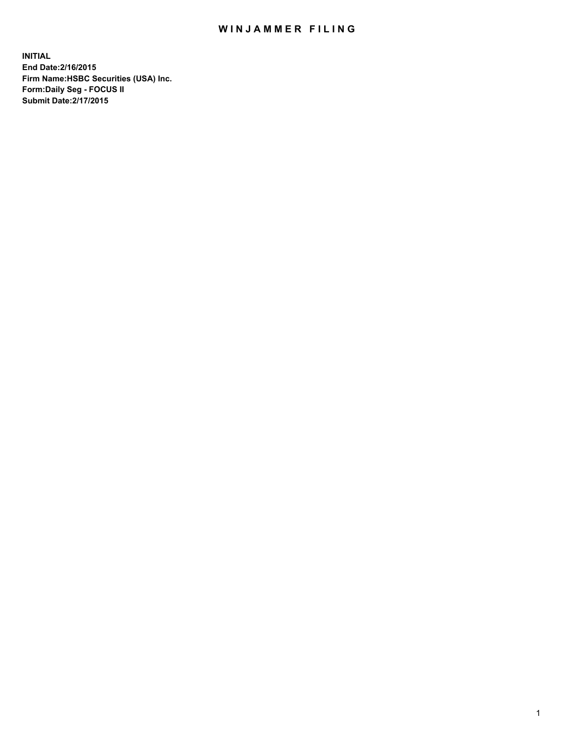# WINJAMMER FILING

**INITIAL**
**End Date:2/16/2015**
**Firm Name:HSBC Securities (USA) Inc.**
**Form:Daily Seg - FOCUS II**
**Submit Date:2/17/2015**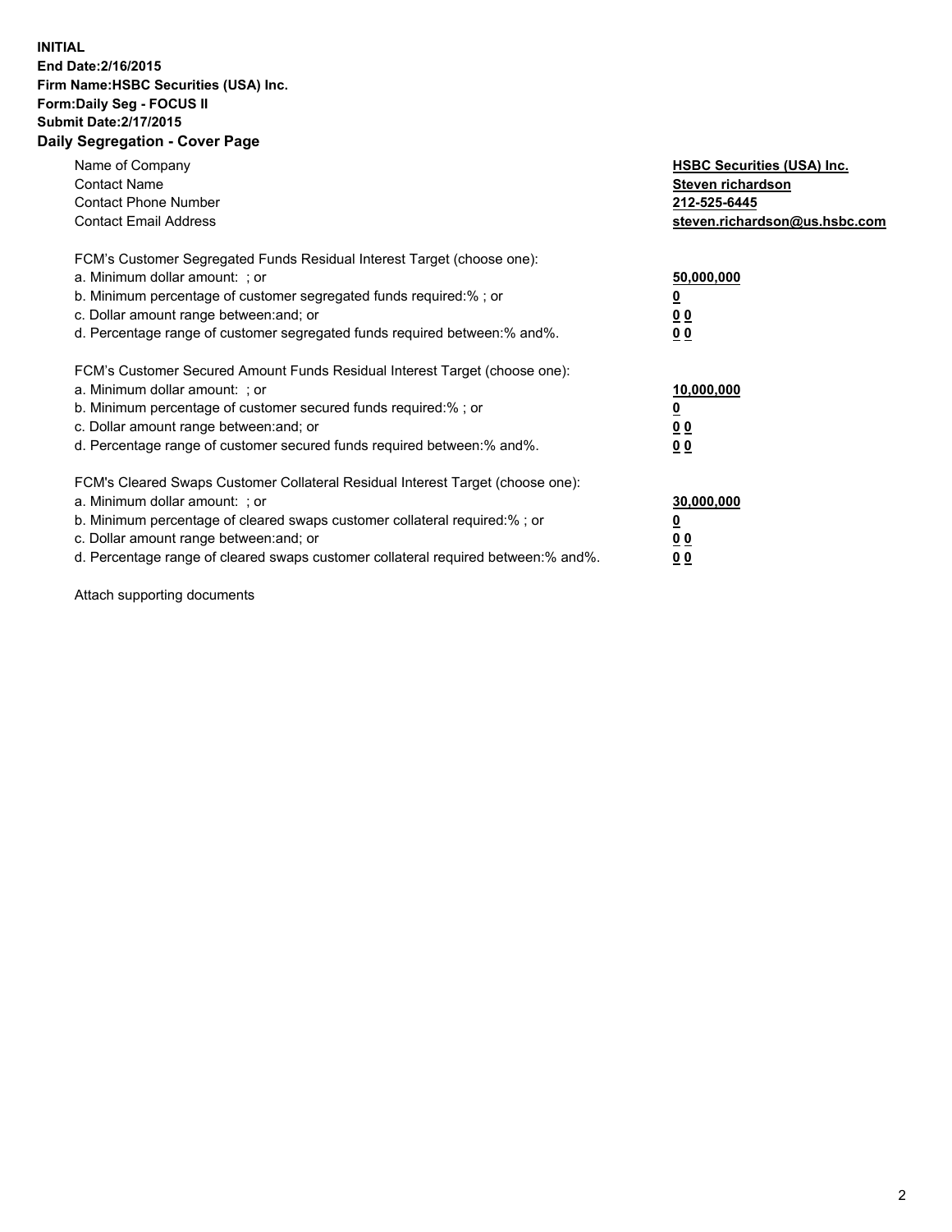**INITIAL**
**End Date:2/16/2015**
**Firm Name:HSBC Securities (USA) Inc.**
**Form:Daily Seg - FOCUS II**
**Submit Date:2/17/2015**

## Daily Segregation - Cover Page

| | |
|---|---|
| Name of Company | **HSBC Securities (USA) Inc.** |
| Contact Name | **Steven richardson** |
| Contact Phone Number | **212-525-6445** |
| Contact Email Address | **steven.richardson@us.hsbc.com** |

| | |
|---|---|
| FCM's Customer Segregated Funds Residual Interest Target (choose one): | |
| a. Minimum dollar amount: ; or | **50,000,000** |
| b. Minimum percentage of customer segregated funds required:% ; or | **0** |
| c. Dollar amount range between:and; or | **0 0** |
| d. Percentage range of customer segregated funds required between:% and%. | **0 0** |

| | |
|---|---|
| FCM's Customer Secured Amount Funds Residual Interest Target (choose one): | |
| a. Minimum dollar amount: ; or | **10,000,000** |
| b. Minimum percentage of customer secured funds required:% ; or | **0** |
| c. Dollar amount range between:and; or | **0 0** |
| d. Percentage range of customer secured funds required between:% and%. | **0 0** |

| | |
|---|---|
| FCM's Cleared Swaps Customer Collateral Residual Interest Target (choose one): | |
| a. Minimum dollar amount: ; or | **30,000,000** |
| b. Minimum percentage of cleared swaps customer collateral required:% ; or | **0** |
| c. Dollar amount range between:and; or | **0 0** |
| d. Percentage range of cleared swaps customer collateral required between:% and%. | **0 0** |

Attach supporting documents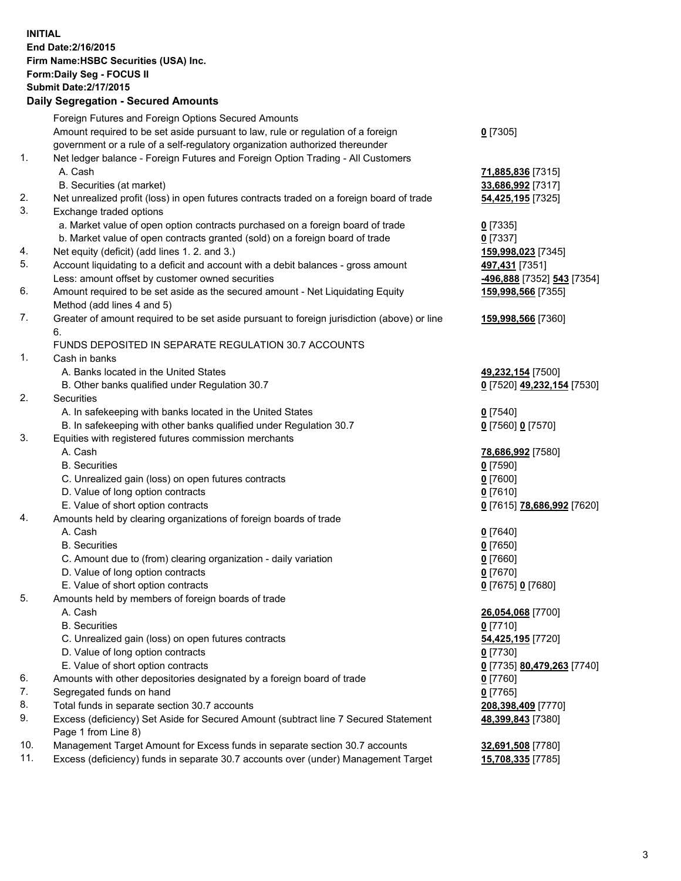**INITIAL**
**End Date:2/16/2015**
**Firm Name:HSBC Securities (USA) Inc.**
**Form:Daily Seg - FOCUS II**
**Submit Date:2/17/2015**

**Daily Segregation - Secured Amounts**

| | | |
|---|---|---|
| | Foreign Futures and Foreign Options Secured Amounts | |
| | Amount required to be set aside pursuant to law, rule or regulation of a foreign government or a rule of a self-regulatory organization authorized thereunder | **0** [7305] |
| 1. | Net ledger balance - Foreign Futures and Foreign Option Trading - All Customers | |
| | A. Cash | **71,885,836** [7315] |
| | B. Securities (at market) | **33,686,992** [7317] |
| 2. | Net unrealized profit (loss) in open futures contracts traded on a foreign board of trade | **54,425,195** [7325] |
| 3. | Exchange traded options | |
| | a. Market value of open option contracts purchased on a foreign board of trade | **0** [7335] |
| | b. Market value of open contracts granted (sold) on a foreign board of trade | **0** [7337] |
| 4. | Net equity (deficit) (add lines 1. 2. and 3.) | **159,998,023** [7345] |
| 5. | Account liquidating to a deficit and account with a debit balances - gross amount | **497,431** [7351] |
| | Less: amount offset by customer owned securities | **-496,888** [7352] **543** [7354] |
| 6. | Amount required to be set aside as the secured amount - Net Liquidating Equity Method (add lines 4 and 5) | **159,998,566** [7355] |
| 7. | Greater of amount required to be set aside pursuant to foreign jurisdiction (above) or line 6. | **159,998,566** [7360] |
| | FUNDS DEPOSITED IN SEPARATE REGULATION 30.7 ACCOUNTS | |
| 1. | Cash in banks | |
| | A. Banks located in the United States | **49,232,154** [7500] |
| | B. Other banks qualified under Regulation 30.7 | **0** [7520] **49,232,154** [7530] |
| 2. | Securities | |
| | A. In safekeeping with banks located in the United States | **0** [7540] |
| | B. In safekeeping with other banks qualified under Regulation 30.7 | **0** [7560] **0** [7570] |
| 3. | Equities with registered futures commission merchants | |
| | A. Cash | **78,686,992** [7580] |
| | B. Securities | **0** [7590] |
| | C. Unrealized gain (loss) on open futures contracts | **0** [7600] |
| | D. Value of long option contracts | **0** [7610] |
| | E. Value of short option contracts | **0** [7615] **78,686,992** [7620] |
| 4. | Amounts held by clearing organizations of foreign boards of trade | |
| | A. Cash | **0** [7640] |
| | B. Securities | **0** [7650] |
| | C. Amount due to (from) clearing organization - daily variation | **0** [7660] |
| | D. Value of long option contracts | **0** [7670] |
| | E. Value of short option contracts | **0** [7675] **0** [7680] |
| 5. | Amounts held by members of foreign boards of trade | |
| | A. Cash | **26,054,068** [7700] |
| | B. Securities | **0** [7710] |
| | C. Unrealized gain (loss) on open futures contracts | **54,425,195** [7720] |
| | D. Value of long option contracts | **0** [7730] |
| | E. Value of short option contracts | **0** [7735] **80,479,263** [7740] |
| 6. | Amounts with other depositories designated by a foreign board of trade | **0** [7760] |
| 7. | Segregated funds on hand | **0** [7765] |
| 8. | Total funds in separate section 30.7 accounts | **208,398,409** [7770] |
| 9. | Excess (deficiency) Set Aside for Secured Amount (subtract line 7 Secured Statement Page 1 from Line 8) | **48,399,843** [7380] |
| 10. | Management Target Amount for Excess funds in separate section 30.7 accounts | **32,691,508** [7780] |
| 11. | Excess (deficiency) funds in separate 30.7 accounts over (under) Management Target | **15,708,335** [7785] |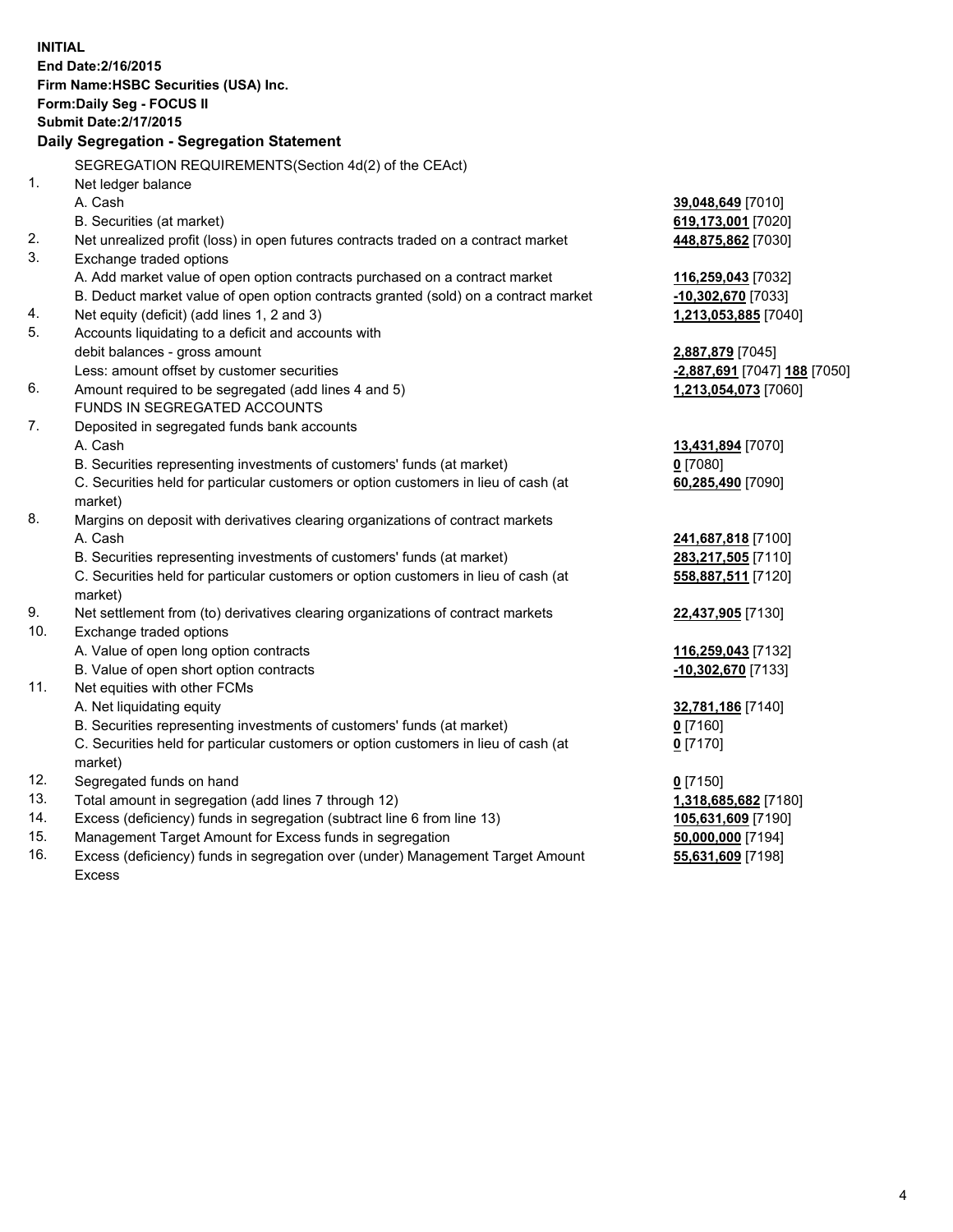**INITIAL**
**End Date:2/16/2015**
**Firm Name:HSBC Securities (USA) Inc.**
**Form:Daily Seg - FOCUS II**
**Submit Date:2/17/2015**

### Daily Segregation - Segregation Statement

| | | |
|---|---|---|
| | SEGREGATION REQUIREMENTS(Section 4d(2) of the CEAct) | |
| 1. | Net ledger balance | |
| | A. Cash | **39,048,649** [7010] |
| | B. Securities (at market) | **619,173,001** [7020] |
| 2. | Net unrealized profit (loss) in open futures contracts traded on a contract market | **448,875,862** [7030] |
| 3. | Exchange traded options | |
| | A. Add market value of open option contracts purchased on a contract market | **116,259,043** [7032] |
| | B. Deduct market value of open option contracts granted (sold) on a contract market | **-10,302,670** [7033] |
| 4. | Net equity (deficit) (add lines 1, 2 and 3) | **1,213,053,885** [7040] |
| 5. | Accounts liquidating to a deficit and accounts with | |
| | debit balances - gross amount | **2,887,879** [7045] |
| | Less: amount offset by customer securities | **-2,887,691** [7047] **188** [7050] |
| 6. | Amount required to be segregated (add lines 4 and 5) | **1,213,054,073** [7060] |
| | FUNDS IN SEGREGATED ACCOUNTS | |
| 7. | Deposited in segregated funds bank accounts | |
| | A. Cash | **13,431,894** [7070] |
| | B. Securities representing investments of customers' funds (at market) | **0** [7080] |
| | C. Securities held for particular customers or option customers in lieu of cash (at market) | **60,285,490** [7090] |
| 8. | Margins on deposit with derivatives clearing organizations of contract markets | |
| | A. Cash | **241,687,818** [7100] |
| | B. Securities representing investments of customers' funds (at market) | **283,217,505** [7110] |
| | C. Securities held for particular customers or option customers in lieu of cash (at market) | **558,887,511** [7120] |
| 9. | Net settlement from (to) derivatives clearing organizations of contract markets | **22,437,905** [7130] |
| 10. | Exchange traded options | |
| | A. Value of open long option contracts | **116,259,043** [7132] |
| | B. Value of open short option contracts | **-10,302,670** [7133] |
| 11. | Net equities with other FCMs | |
| | A. Net liquidating equity | **32,781,186** [7140] |
| | B. Securities representing investments of customers' funds (at market) | **0** [7160] |
| | C. Securities held for particular customers or option customers in lieu of cash (at market) | **0** [7170] |
| 12. | Segregated funds on hand | **0** [7150] |
| 13. | Total amount in segregation (add lines 7 through 12) | **1,318,685,682** [7180] |
| 14. | Excess (deficiency) funds in segregation (subtract line 6 from line 13) | **105,631,609** [7190] |
| 15. | Management Target Amount for Excess funds in segregation | **50,000,000** [7194] |
| 16. | Excess (deficiency) funds in segregation over (under) Management Target Amount Excess | **55,631,609** [7198] |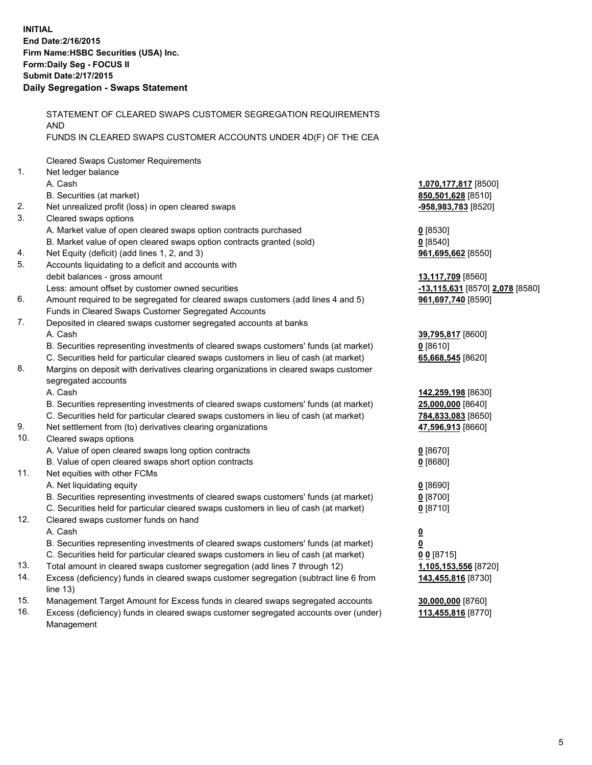**INITIAL**
**End Date:2/16/2015**
**Firm Name:HSBC Securities (USA) Inc.**
**Form:Daily Seg - FOCUS II**
**Submit Date:2/17/2015**
**Daily Segregation - Swaps Statement**

STATEMENT OF CLEARED SWAPS CUSTOMER SEGREGATION REQUIREMENTS AND FUNDS IN CLEARED SWAPS CUSTOMER ACCOUNTS UNDER 4D(F) OF THE CEA

| | | |
|---|---|---|
| | Cleared Swaps Customer Requirements | |
| 1. | Net ledger balance | |
| | A. Cash | **1,070,177,817** [8500] |
| | B. Securities (at market) | **850,501,628** [8510] |
| 2. | Net unrealized profit (loss) in open cleared swaps | **-958,983,783** [8520] |
| 3. | Cleared swaps options | |
| | A. Market value of open cleared swaps option contracts purchased | **0** [8530] |
| | B. Market value of open cleared swaps option contracts granted (sold) | **0** [8540] |
| 4. | Net Equity (deficit) (add lines 1, 2, and 3) | **961,695,662** [8550] |
| 5. | Accounts liquidating to a deficit and accounts with debit balances - gross amount | **13,117,709** [8560] |
| | Less: amount offset by customer owned securities | **-13,115,631** [8570] **2,078** [8580] |
| 6. | Amount required to be segregated for cleared swaps customers (add lines 4 and 5) | **961,697,740** [8590] |
| | Funds in Cleared Swaps Customer Segregated Accounts | |
| 7. | Deposited in cleared swaps customer segregated accounts at banks | |
| | A. Cash | **39,795,817** [8600] |
| | B. Securities representing investments of cleared swaps customers' funds (at market) | **0** [8610] |
| | C. Securities held for particular cleared swaps customers in lieu of cash (at market) | **65,668,545** [8620] |
| 8. | Margins on deposit with derivatives clearing organizations in cleared swaps customer segregated accounts | |
| | A. Cash | **142,259,198** [8630] |
| | B. Securities representing investments of cleared swaps customers' funds (at market) | **25,000,000** [8640] |
| | C. Securities held for particular cleared swaps customers in lieu of cash (at market) | **784,833,083** [8650] |
| 9. | Net settlement from (to) derivatives clearing organizations | **47,596,913** [8660] |
| 10. | Cleared swaps options | |
| | A. Value of open cleared swaps long option contracts | **0** [8670] |
| | B. Value of open cleared swaps short option contracts | **0** [8680] |
| 11. | Net equities with other FCMs | |
| | A. Net liquidating equity | **0** [8690] |
| | B. Securities representing investments of cleared swaps customers' funds (at market) | **0** [8700] |
| | C. Securities held for particular cleared swaps customers in lieu of cash (at market) | **0** [8710] |
| 12. | Cleared swaps customer funds on hand | |
| | A. Cash | **0** |
| | B. Securities representing investments of cleared swaps customers' funds (at market) | **0** |
| | C. Securities held for particular cleared swaps customers in lieu of cash (at market) | **0** **0** [8715] |
| 13. | Total amount in cleared swaps customer segregation (add lines 7 through 12) | **1,105,153,556** [8720] |
| 14. | Excess (deficiency) funds in cleared swaps customer segregation (subtract line 6 from line 13) | **143,455,816** [8730] |
| 15. | Management Target Amount for Excess funds in cleared swaps segregated accounts | **30,000,000** [8760] |
| 16. | Excess (deficiency) funds in cleared swaps customer segregated accounts over (under) Management | **113,455,816** [8770] |